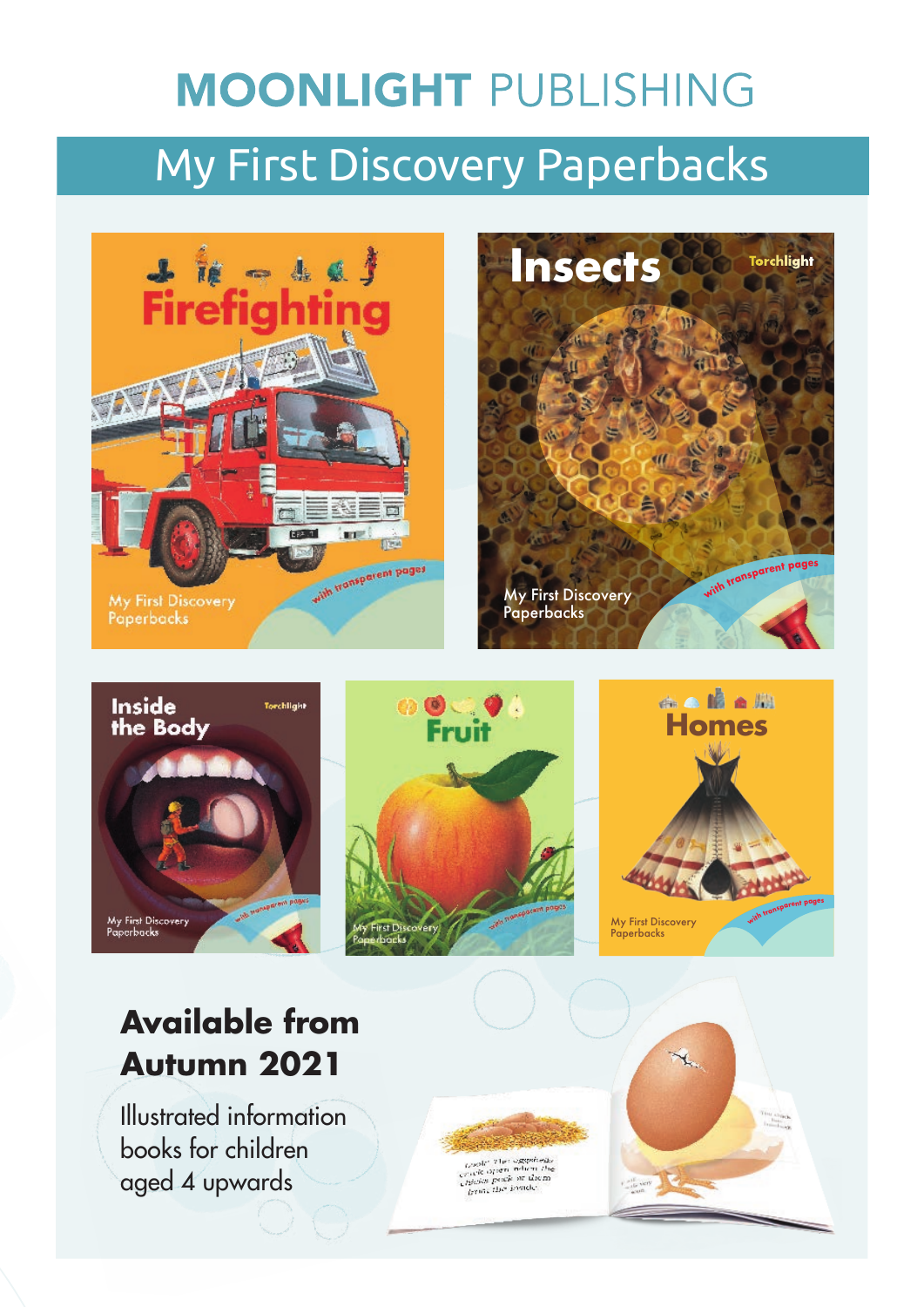# MOONLIGHT PUBLISHING

## My First Discovery Paperbacks

**Available from Autumn 2021**

Illustrated information books for children aged 4 upwards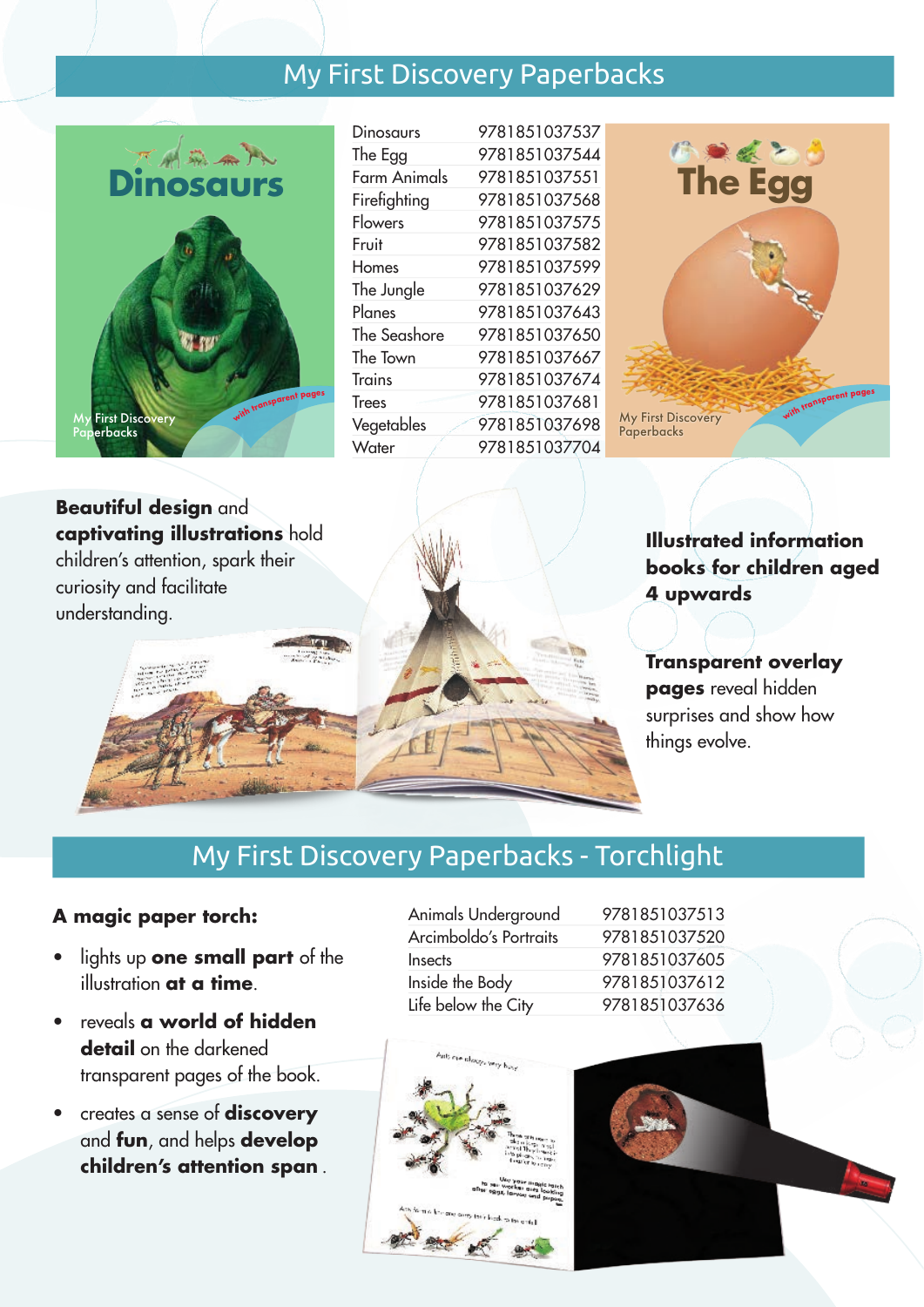## My First Discovery Paperbacks

| | |
|---|---|
| Dinosaurs | 9781851037537 |
| The Egg | 9781851037544 |
| Farm Animals | 9781851037551 |
| Firefighting | 9781851037568 |
| Flowers | 9781851037575 |
| Fruit | 9781851037582 |
| Homes | 9781851037599 |
| The Jungle | 9781851037629 |
| Planes | 9781851037643 |
| The Seashore | 9781851037650 |
| The Town | 9781851037667 |
| Trains | 9781851037674 |
| Trees | 9781851037681 |
| Vegetables | 9781851037698 |
| Water | 9781851037704 |

**Beautiful design** and **captivating illustrations** hold children's attention, spark their curiosity and facilitate understanding.

**Illustrated information books for children aged 4 upwards**

**Transparent overlay pages** reveal hidden surprises and show how things evolve.

## My First Discovery Paperbacks - Torchlight

**A magic paper torch:**

- lights up **one small part** of the illustration **at a time**.
- reveals **a world of hidden detail** on the darkened transparent pages of the book.
- creates a sense of **discovery** and **fun**, and helps **develop children's attention span** .

| | |
|---|---|
| Animals Underground | 9781851037513 |
| Arcimboldo's Portraits | 9781851037520 |
| Insects | 9781851037605 |
| Inside the Body | 9781851037612 |
| Life below the City | 9781851037636 |